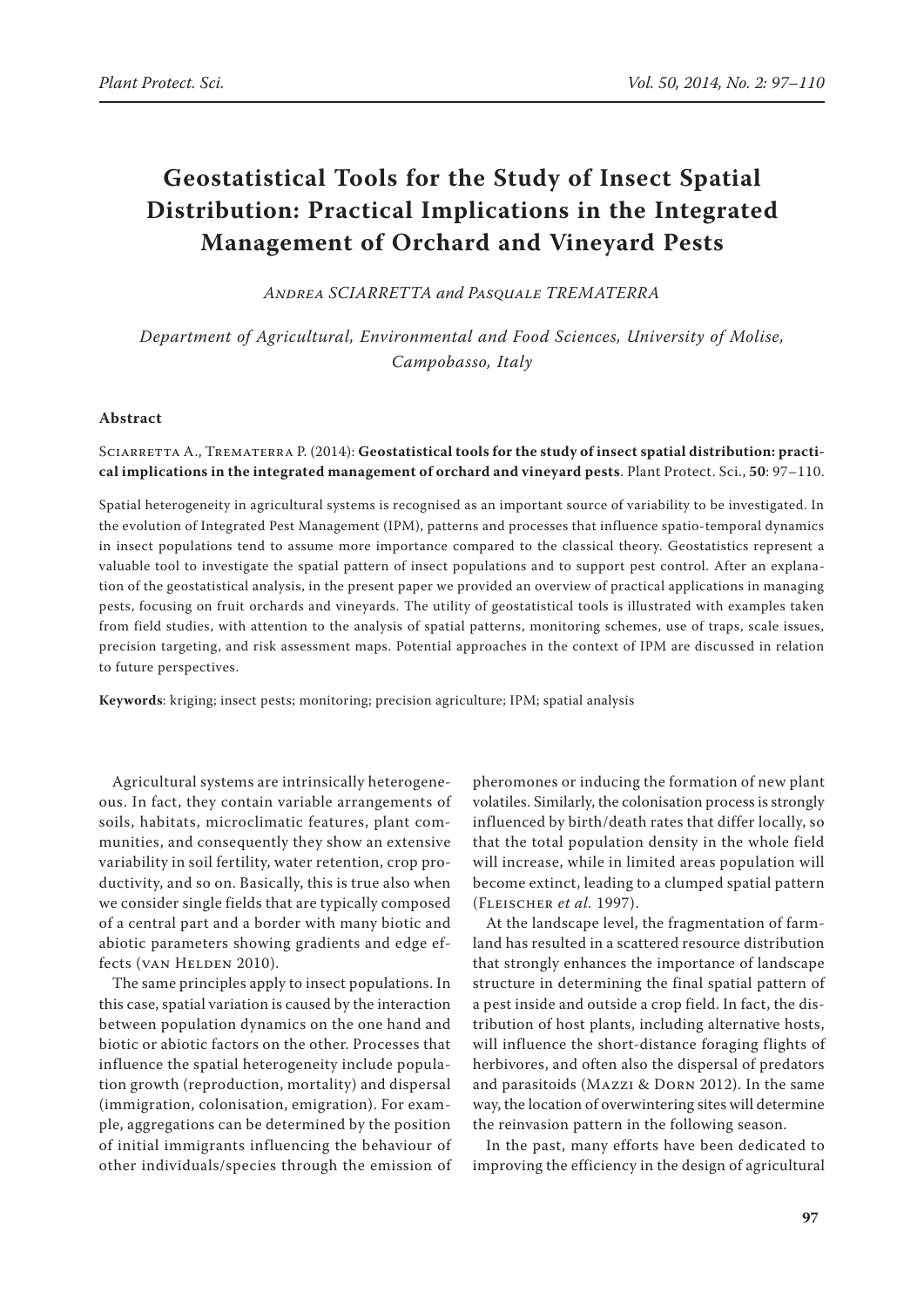# Geostatistical Tools for the Study of Insect Spatial Distribution: Practical Implications in the Integrated Management of Orchard and Vineyard Pests

*Andrea SCIARRETTA and Pasquale TREMATERRA*

*Department of Agricultural, Environmental and Food Sciences, University of Molise, Campobasso, Italy*

## Abstract

Sciarretta A., Trematerra P. (2014): **Geostatistical tools for the study of insect spatial distribution: practical implications in the integrated management of orchard and vineyard pests**. Plant Protect. Sci., **50**: 97–110.

Spatial heterogeneity in agricultural systems is recognised as an important source of variability to be investigated. In the evolution of Integrated Pest Management (IPM), patterns and processes that influence spatio-temporal dynamics in insect populations tend to assume more importance compared to the classical theory. Geostatistics represent a valuable tool to investigate the spatial pattern of insect populations and to support pest control. After an explanation of the geostatistical analysis, in the present paper we provided an overview of practical applications in managing pests, focusing on fruit orchards and vineyards. The utility of geostatistical tools is illustrated with examples taken from field studies, with attention to the analysis of spatial patterns, monitoring schemes, use of traps, scale issues, precision targeting, and risk assessment maps. Potential approaches in the context of IPM are discussed in relation to future perspectives.

**Keywords**: kriging; insect pests; monitoring; precision agriculture; IPM; spatial analysis

Agricultural systems are intrinsically heterogeneous. In fact, they contain variable arrangements of soils, habitats, microclimatic features, plant communities, and consequently they show an extensive variability in soil fertility, water retention, crop productivity, and so on. Basically, this is true also when we consider single fields that are typically composed of a central part and a border with many biotic and abiotic parameters showing gradients and edge effects (van Helden 2010).

The same principles apply to insect populations. In this case, spatial variation is caused by the interaction between population dynamics on the one hand and biotic or abiotic factors on the other. Processes that influence the spatial heterogeneity include population growth (reproduction, mortality) and dispersal (immigration, colonisation, emigration). For example, aggregations can be determined by the position of initial immigrants influencing the behaviour of other individuals/species through the emission of pheromones or inducing the formation of new plant volatiles. Similarly, the colonisation process is strongly influenced by birth/death rates that differ locally, so that the total population density in the whole field will increase, while in limited areas population will become extinct, leading to a clumped spatial pattern (Fleischer *et al.* 1997).

At the landscape level, the fragmentation of farmland has resulted in a scattered resource distribution that strongly enhances the importance of landscape structure in determining the final spatial pattern of a pest inside and outside a crop field. In fact, the distribution of host plants, including alternative hosts, will influence the short-distance foraging flights of herbivores, and often also the dispersal of predators and parasitoids (Mazzi & Dorn 2012). In the same way, the location of overwintering sites will determine the reinvasion pattern in the following season.

In the past, many efforts have been dedicated to improving the efficiency in the design of agricultural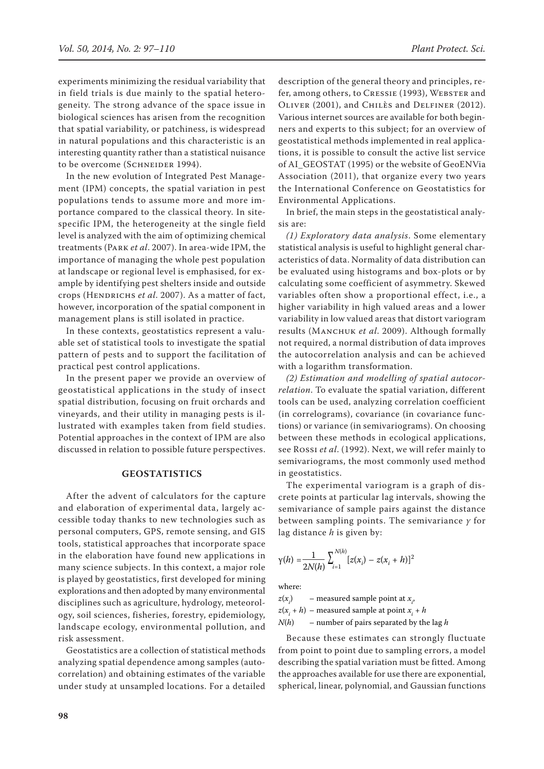experiments minimizing the residual variability that in field trials is due mainly to the spatial heterogeneity. The strong advance of the space issue in biological sciences has arisen from the recognition that spatial variability, or patchiness, is widespread in natural populations and this characteristic is an interesting quantity rather than a statistical nuisance to be overcome (Schneider 1994).

In the new evolution of Integrated Pest Management (IPM) concepts, the spatial variation in pest populations tends to assume more and more importance compared to the classical theory. In site-specific IPM, the heterogeneity at the single field level is analyzed with the aim of optimizing chemical treatments (Park *et al*. 2007). In area-wide IPM, the importance of managing the whole pest population at landscape or regional level is emphasised, for example by identifying pest shelters inside and outside crops (Hendrichs *et al*. 2007). As a matter of fact, however, incorporation of the spatial component in management plans is still isolated in practice.

In these contexts, geostatistics represent a valuable set of statistical tools to investigate the spatial pattern of pests and to support the facilitation of practical pest control applications.

In the present paper we provide an overview of geostatistical applications in the study of insect spatial distribution, focusing on fruit orchards and vineyards, and their utility in managing pests is illustrated with examples taken from field studies. Potential approaches in the context of IPM are also discussed in relation to possible future perspectives.

## GEOSTATISTICS

After the advent of calculators for the capture and elaboration of experimental data, largely accessible today thanks to new technologies such as personal computers, GPS, remote sensing, and GIS tools, statistical approaches that incorporate space in the elaboration have found new applications in many science subjects. In this context, a major role is played by geostatistics, first developed for mining explorations and then adopted by many environmental disciplines such as agriculture, hydrology, meteorology, soil sciences, fisheries, forestry, epidemiology, landscape ecology, environmental pollution, and risk assessment.

Geostatistics are a collection of statistical methods analyzing spatial dependence among samples (autocorrelation) and obtaining estimates of the variable under study at unsampled locations. For a detailed description of the general theory and principles, refer, among others, to Cressie (1993), Webster and Oliver (2001), and Chilès and Delfiner (2012). Various internet sources are available for both beginners and experts to this subject; for an overview of geostatistical methods implemented in real applications, it is possible to consult the active list service of AI_GEOSTAT (1995) or the website of GeoENVia Association (2011), that organize every two years the International Conference on Geostatistics for Environmental Applications.

In brief, the main steps in the geostatistical analysis are:

*(1) Exploratory data analysis*. Some elementary statistical analysis is useful to highlight general characteristics of data. Normality of data distribution can be evaluated using histograms and box-plots or by calculating some coefficient of asymmetry. Skewed variables often show a proportional effect, i.e., a higher variability in high valued areas and a lower variability in low valued areas that distort variogram results (Manchuk *et al*. 2009). Although formally not required, a normal distribution of data improves the autocorrelation analysis and can be achieved with a logarithm transformation.

*(2) Estimation and modelling of spatial autocorrelation*. To evaluate the spatial variation, different tools can be used, analyzing correlation coefficient (in correlograms), covariance (in covariance functions) or variance (in semivariograms). On choosing between these methods in ecological applications, see Rossi *et al*. (1992). Next, we will refer mainly to semivariograms, the most commonly used method in geostatistics.

The experimental variogram is a graph of discrete points at particular lag intervals, showing the semivariance of sample pairs against the distance between sampling points. The semivariance $\gamma$ for lag distance $h$ is given by:

$$\gamma(h) = \frac{1}{2N(h)} \sum_{i=1}^{N(h)} [z(x_i) - z(x_i + h)]^2$$

where:

$z(x_i)$ – measured sample point at $x_i$,
$z(x_i + h)$ – measured sample at point $x_i + h$
$N(h)$ – number of pairs separated by the lag $h$

Because these estimates can strongly fluctuate from point to point due to sampling errors, a model describing the spatial variation must be fitted. Among the approaches available for use there are exponential, spherical, linear, polynomial, and Gaussian functions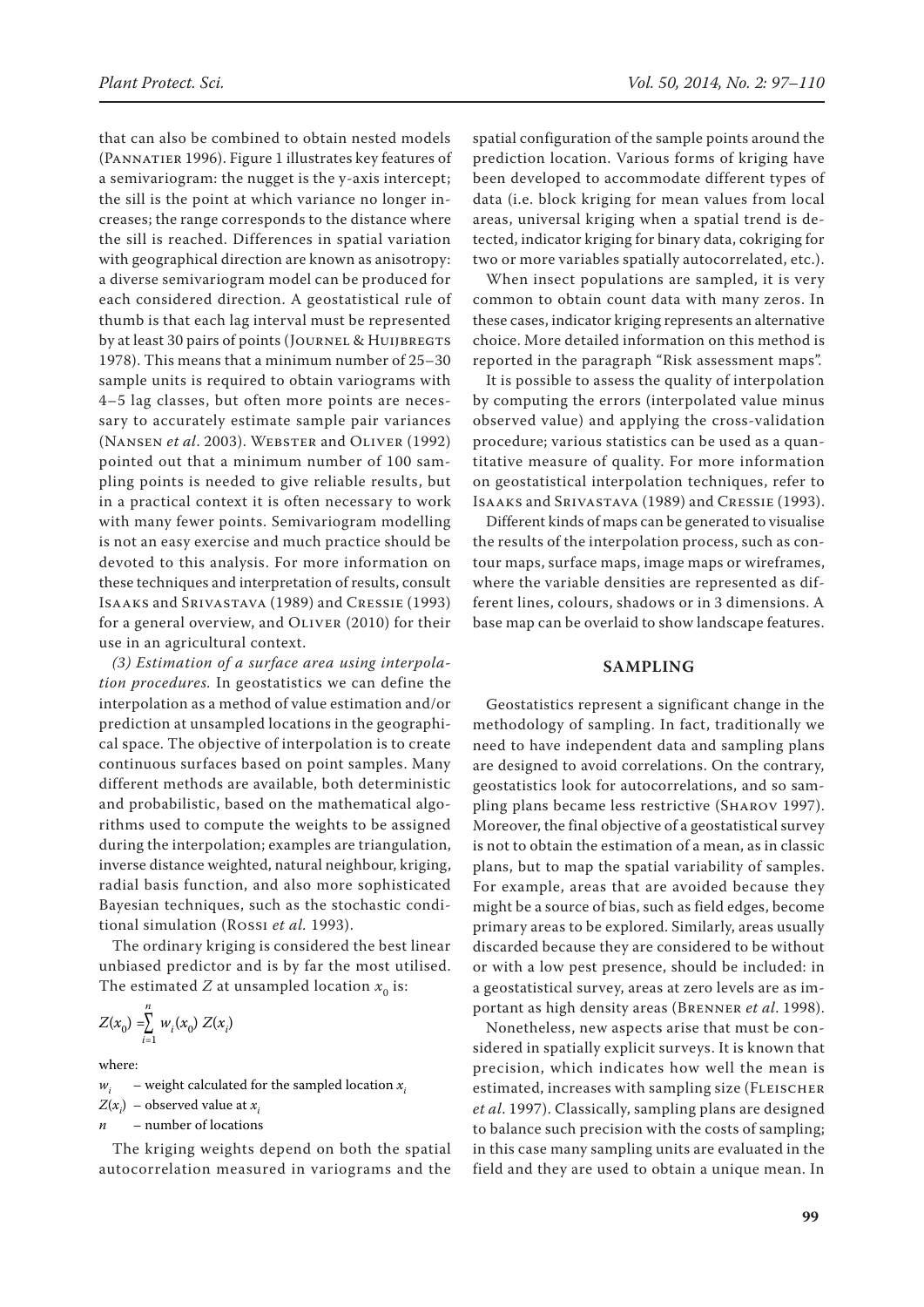that can also be combined to obtain nested models (Pannatier 1996). Figure 1 illustrates key features of a semivariogram: the nugget is the y-axis intercept; the sill is the point at which variance no longer increases; the range corresponds to the distance where the sill is reached. Differences in spatial variation with geographical direction are known as anisotropy: a diverse semivariogram model can be produced for each considered direction. A geostatistical rule of thumb is that each lag interval must be represented by at least 30 pairs of points (Journel & Huijbregts 1978). This means that a minimum number of 25–30 sample units is required to obtain variograms with 4–5 lag classes, but often more points are necessary to accurately estimate sample pair variances (Nansen *et al*. 2003). Webster and Oliver (1992) pointed out that a minimum number of 100 sampling points is needed to give reliable results, but in a practical context it is often necessary to work with many fewer points. Semivariogram modelling is not an easy exercise and much practice should be devoted to this analysis. For more information on these techniques and interpretation of results, consult Isaaks and Srivastava (1989) and Cressie (1993) for a general overview, and Oliver (2010) for their use in an agricultural context.

*(3) Estimation of a surface area using interpolation procedures.* In geostatistics we can define the interpolation as a method of value estimation and/or prediction at unsampled locations in the geographical space. The objective of interpolation is to create continuous surfaces based on point samples. Many different methods are available, both deterministic and probabilistic, based on the mathematical algorithms used to compute the weights to be assigned during the interpolation; examples are triangulation, inverse distance weighted, natural neighbour, kriging, radial basis function, and also more sophisticated Bayesian techniques, such as the stochastic conditional simulation (Rossi *et al.* 1993).

The ordinary kriging is considered the best linear unbiased predictor and is by far the most utilised. The estimated $Z$ at unsampled location $x_0$ is:

$$Z(x_0) = \sum_{i=1}^{n} w_i(x_0)\, Z(x_i)$$

where:

$w_i$ – weight calculated for the sampled location $x_i$

$Z(x_i)$ – observed value at $x_i$

$n$ – number of locations

The kriging weights depend on both the spatial autocorrelation measured in variograms and the spatial configuration of the sample points around the prediction location. Various forms of kriging have been developed to accommodate different types of data (i.e. block kriging for mean values from local areas, universal kriging when a spatial trend is detected, indicator kriging for binary data, cokriging for two or more variables spatially autocorrelated, etc.).

When insect populations are sampled, it is very common to obtain count data with many zeros. In these cases, indicator kriging represents an alternative choice. More detailed information on this method is reported in the paragraph "Risk assessment maps".

It is possible to assess the quality of interpolation by computing the errors (interpolated value minus observed value) and applying the cross-validation procedure; various statistics can be used as a quantitative measure of quality. For more information on geostatistical interpolation techniques, refer to Isaaks and Srivastava (1989) and Cressie (1993).

Different kinds of maps can be generated to visualise the results of the interpolation process, such as contour maps, surface maps, image maps or wireframes, where the variable densities are represented as different lines, colours, shadows or in 3 dimensions. A base map can be overlaid to show landscape features.

## SAMPLING

Geostatistics represent a significant change in the methodology of sampling. In fact, traditionally we need to have independent data and sampling plans are designed to avoid correlations. On the contrary, geostatistics look for autocorrelations, and so sampling plans became less restrictive (Sharov 1997). Moreover, the final objective of a geostatistical survey is not to obtain the estimation of a mean, as in classic plans, but to map the spatial variability of samples. For example, areas that are avoided because they might be a source of bias, such as field edges, become primary areas to be explored. Similarly, areas usually discarded because they are considered to be without or with a low pest presence, should be included: in a geostatistical survey, areas at zero levels are as important as high density areas (Brenner *et al*. 1998).

Nonetheless, new aspects arise that must be considered in spatially explicit surveys. It is known that precision, which indicates how well the mean is estimated, increases with sampling size (Fleischer *et al*. 1997). Classically, sampling plans are designed to balance such precision with the costs of sampling; in this case many sampling units are evaluated in the field and they are used to obtain a unique mean. In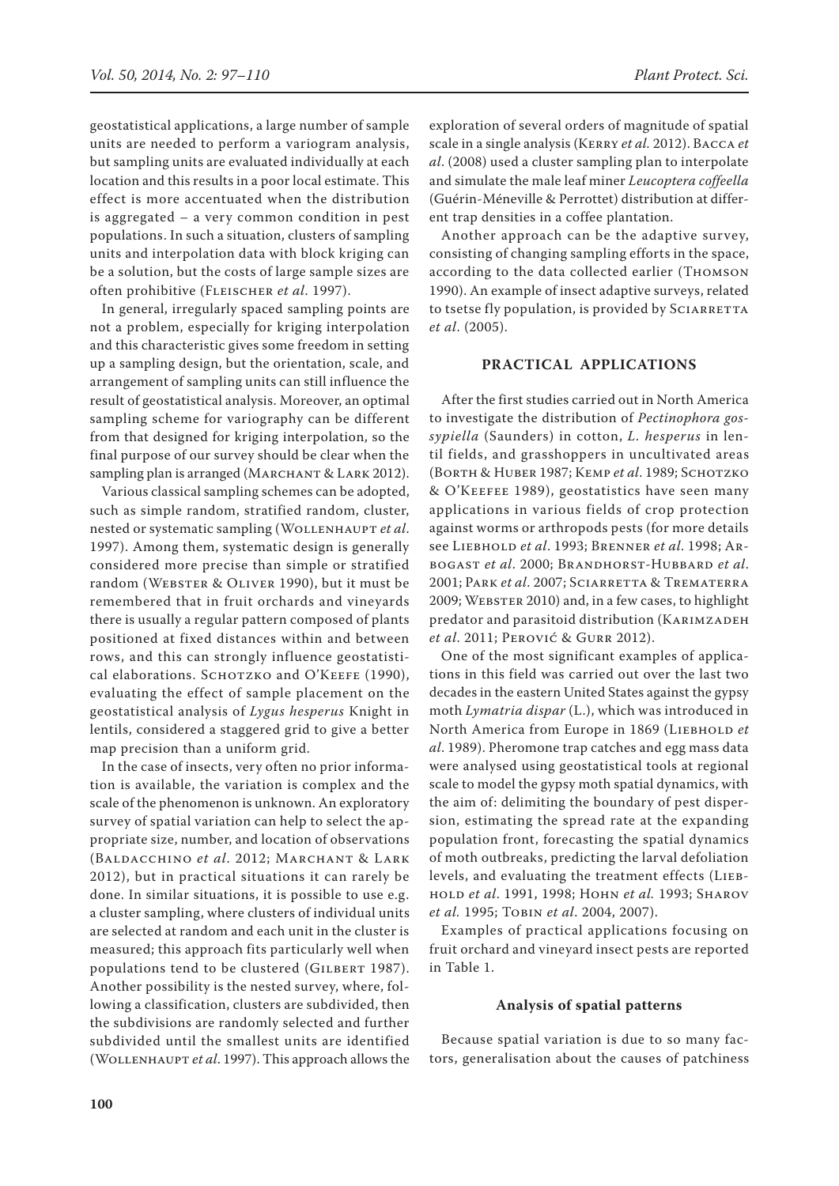geostatistical applications, a large number of sample units are needed to perform a variogram analysis, but sampling units are evaluated individually at each location and this results in a poor local estimate. This effect is more accentuated when the distribution is aggregated – a very common condition in pest populations. In such a situation, clusters of sampling units and interpolation data with block kriging can be a solution, but the costs of large sample sizes are often prohibitive (Fleischer *et al*. 1997).

In general, irregularly spaced sampling points are not a problem, especially for kriging interpolation and this characteristic gives some freedom in setting up a sampling design, but the orientation, scale, and arrangement of sampling units can still influence the result of geostatistical analysis. Moreover, an optimal sampling scheme for variography can be different from that designed for kriging interpolation, so the final purpose of our survey should be clear when the sampling plan is arranged (Marchant & Lark 2012).

Various classical sampling schemes can be adopted, such as simple random, stratified random, cluster, nested or systematic sampling (Wollenhaupt *et al*. 1997). Among them, systematic design is generally considered more precise than simple or stratified random (Webster & Oliver 1990), but it must be remembered that in fruit orchards and vineyards there is usually a regular pattern composed of plants positioned at fixed distances within and between rows, and this can strongly influence geostatistical elaborations. Schotzko and O'Keefe (1990), evaluating the effect of sample placement on the geostatistical analysis of *Lygus hesperus* Knight in lentils, considered a staggered grid to give a better map precision than a uniform grid.

In the case of insects, very often no prior information is available, the variation is complex and the scale of the phenomenon is unknown. An exploratory survey of spatial variation can help to select the appropriate size, number, and location of observations (Baldacchino *et al*. 2012; Marchant & Lark 2012), but in practical situations it can rarely be done. In similar situations, it is possible to use e.g. a cluster sampling, where clusters of individual units are selected at random and each unit in the cluster is measured; this approach fits particularly well when populations tend to be clustered (Gilbert 1987). Another possibility is the nested survey, where, following a classification, clusters are subdivided, then the subdivisions are randomly selected and further subdivided until the smallest units are identified (Wollenhaupt *et al*. 1997). This approach allows the exploration of several orders of magnitude of spatial scale in a single analysis (Kerry *et al.* 2012). Bacca *et al*. (2008) used a cluster sampling plan to interpolate and simulate the male leaf miner *Leucoptera coffeella* (Guérin-Méneville & Perrottet) distribution at different trap densities in a coffee plantation.

Another approach can be the adaptive survey, consisting of changing sampling efforts in the space, according to the data collected earlier (Thomson 1990). An example of insect adaptive surveys, related to tsetse fly population, is provided by Sciarretta *et al*. (2005).

## PRACTICAL APPLICATIONS

After the first studies carried out in North America to investigate the distribution of *Pectinophora gossypiella* (Saunders) in cotton, *L. hesperus* in lentil fields, and grasshoppers in uncultivated areas (Borth & Huber 1987; Kemp *et al*. 1989; Schotzko & O'Keefee 1989), geostatistics have seen many applications in various fields of crop protection against worms or arthropods pests (for more details see Liebhold *et al*. 1993; Brenner *et al*. 1998; Arbogast *et al*. 2000; Brandhorst-Hubbard *et al*. 2001; Park *et al*. 2007; Sciarretta & Trematerra 2009; Webster 2010) and, in a few cases, to highlight predator and parasitoid distribution (Karimzadeh *et al*. 2011; Perović & Gurr 2012).

One of the most significant examples of applications in this field was carried out over the last two decades in the eastern United States against the gypsy moth *Lymatria dispar* (L.), which was introduced in North America from Europe in 1869 (Liebhold *et al*. 1989). Pheromone trap catches and egg mass data were analysed using geostatistical tools at regional scale to model the gypsy moth spatial dynamics, with the aim of: delimiting the boundary of pest dispersion, estimating the spread rate at the expanding population front, forecasting the spatial dynamics of moth outbreaks, predicting the larval defoliation levels, and evaluating the treatment effects (Liebhold *et al*. 1991, 1998; Hohn *et al.* 1993; Sharov *et al.* 1995; Tobin *et al*. 2004, 2007).

Examples of practical applications focusing on fruit orchard and vineyard insect pests are reported in Table 1.

### Analysis of spatial patterns

Because spatial variation is due to so many factors, generalisation about the causes of patchiness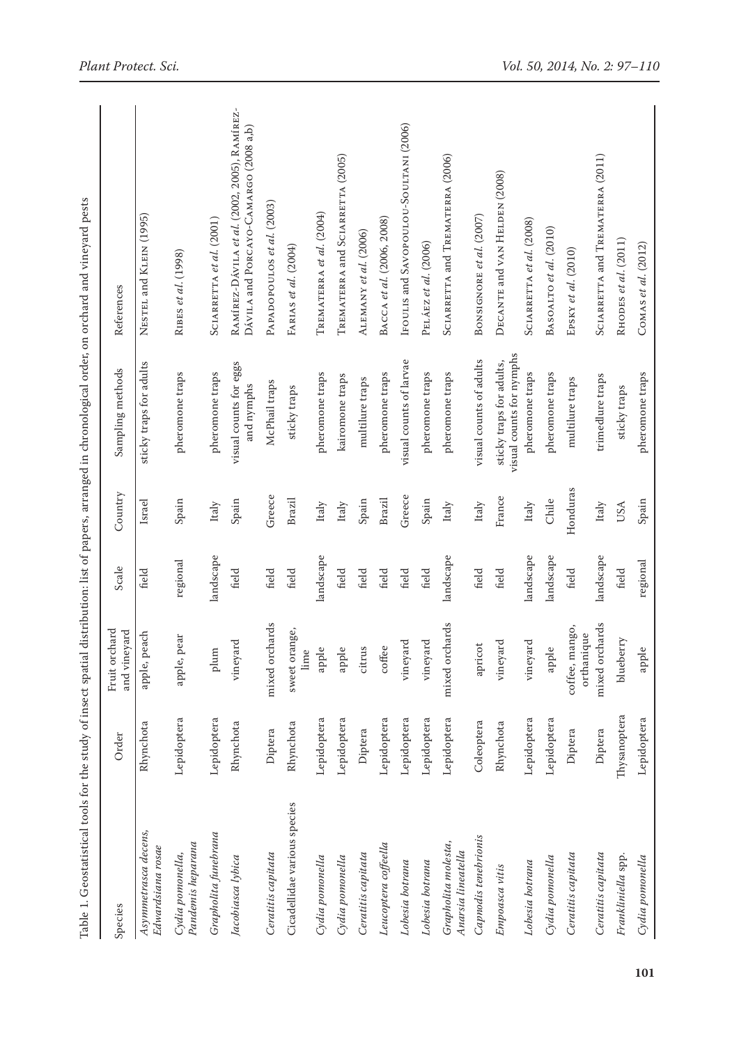Table 1. Geostatistical tools for the study of insect spatial distribution: list of papers, arranged in chronological order, on orchard and vineyard pests

| Species | Order | Fruit orchard and vineyard | Scale | Country | Sampling methods | References |
|---|---|---|---|---|---|---|
| *Asymmetrasca decens*, *Edwardsiana rosae* | Rhynchota | apple, peach | field | Israel | sticky traps for adults | Nestel and Klein (1995) |
| *Cydia pomonella*, *Pandemis heparana* | Lepidoptera | apple, pear | regional | Spain | pheromone traps | Ribes *et al.* (1998) |
| *Grapholita funebrana* | Lepidoptera | plum | landscape | Italy | pheromone traps | Sciarretta *et al.* (2001) |
| *Jacobiasca lybica* | Rhynchota | vineyard | field | Spain | visual counts for eggs and nymphs | Ramírez-Dávila *et al.* (2002, 2005), Ramírez-Dávila and Porcayo-Camargo (2008 a,b) |
| *Ceratitis capitata* | Diptera | mixed orchards | field | Greece | McPhail traps | Papadopoulos *et al.* (2003) |
| Cicadellidae various species | Rhynchota | sweet orange, lime | field | Brazil | sticky traps | Farias *et al.* (2004) |
| *Cydia pomonella* | Lepidoptera | apple | landscape | Italy | pheromone traps | Trematerra *et al.* (2004) |
| *Cydia pomonella* | Lepidoptera | apple | field | Italy | kairomone traps | Trematerra and Sciarretta (2005) |
| *Ceratitis capitata* | Diptera | citrus | field | Spain | multilure traps | Alemany *et al.* (2006) |
| *Leucoptera coffeella* | Lepidoptera | coffee | field | Brazil | pheromone traps | Bacca *et al.* (2006, 2008) |
| *Lobesia botrana* | Lepidoptera | vineyard | field | Greece | visual counts of larvae | Ifoulis and Savopoulou-Soultani (2006) |
| *Lobesia botrana* | Lepidoptera | vineyard | field | Spain | pheromone traps | Peláez *et al.* (2006) |
| *Grapholita molesta*, *Anarsia lineatella* | Lepidoptera | mixed orchards | landscape | Italy | pheromone traps | Sciarretta and Trematerra (2006) |
| *Capnodis tenebrionis* | Coleoptera | apricot | field | Italy | visual counts of adults | Bonsignore *et al.* (2007) |
| *Empoasca vitis* | Rhynchota | vineyard | field | France | sticky traps for adults, visual counts for nymphs | Decante and van Helden (2008) |
| *Lobesia botrana* | Lepidoptera | vineyard | landscape | Italy | pheromone traps | Sciarretta *et al.* (2008) |
| *Cydia pomonella* | Lepidoptera | apple | landscape | Chile | pheromone traps | Basoalto *et al.* (2010) |
| *Ceratitis capitata* | Diptera | coffee, mango, orthanique | field | Honduras | multilure traps | Epsky *et al.* (2010) |
| *Ceratitis capitata* | Diptera | mixed orchards | landscape | Italy | trimedlure traps | Sciarretta and Trematerra (2011) |
| *Frankliniella* spp. | Thysanoptera | blueberry | field | USA | sticky traps | Rhodes *et al.* (2011) |
| *Cydia pomonella* | Lepidoptera | apple | regional | Spain | pheromone traps | Comas *et al.* (2012) |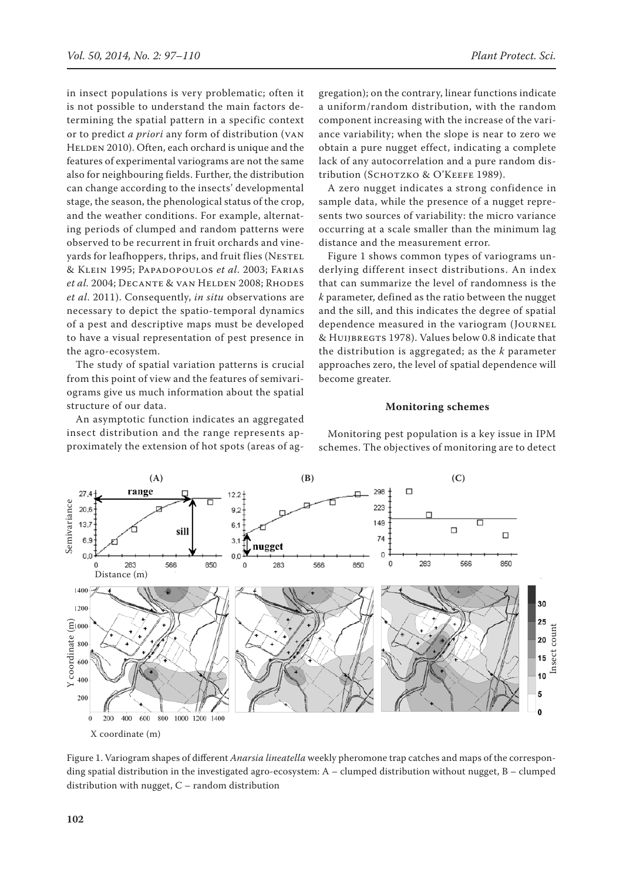in insect populations is very problematic; often it is not possible to understand the main factors determining the spatial pattern in a specific context or to predict *a priori* any form of distribution (van Helden 2010). Often, each orchard is unique and the features of experimental variograms are not the same also for neighbouring fields. Further, the distribution can change according to the insects' developmental stage, the season, the phenological status of the crop, and the weather conditions. For example, alternating periods of clumped and random patterns were observed to be recurrent in fruit orchards and vineyards for leafhoppers, thrips, and fruit flies (Nestel & Klein 1995; Papadopoulos *et al.* 2003; Farias *et al.* 2004; Decante & van Helden 2008; Rhodes *et al.* 2011). Consequently, *in situ* observations are necessary to depict the spatio-temporal dynamics of a pest and descriptive maps must be developed to have a visual representation of pest presence in the agro-ecosystem.

The study of spatial variation patterns is crucial from this point of view and the features of semivariograms give us much information about the spatial structure of our data.

An asymptotic function indicates an aggregated insect distribution and the range represents approximately the extension of hot spots (areas of aggregation); on the contrary, linear functions indicate a uniform/random distribution, with the random component increasing with the increase of the variance variability; when the slope is near to zero we obtain a pure nugget effect, indicating a complete lack of any autocorrelation and a pure random distribution (Schotzko & O'Keefe 1989).

A zero nugget indicates a strong confidence in sample data, while the presence of a nugget represents two sources of variability: the micro variance occurring at a scale smaller than the minimum lag distance and the measurement error.

Figure 1 shows common types of variograms underlying different insect distributions. An index that can summarize the level of randomness is the *k* parameter, defined as the ratio between the nugget and the sill, and this indicates the degree of spatial dependence measured in the variogram (Journel & Huijbregts 1978). Values below 0.8 indicate that the distribution is aggregated; as the *k* parameter approaches zero, the level of spatial dependence will become greater.

## Monitoring schemes

Monitoring pest population is a key issue in IPM schemes. The objectives of monitoring are to detect

Figure 1. Variogram shapes of different *Anarsia lineatella* weekly pheromone trap catches and maps of the corresponding spatial distribution in the investigated agro-ecosystem: A – clumped distribution without nugget, B – clumped distribution with nugget, C – random distribution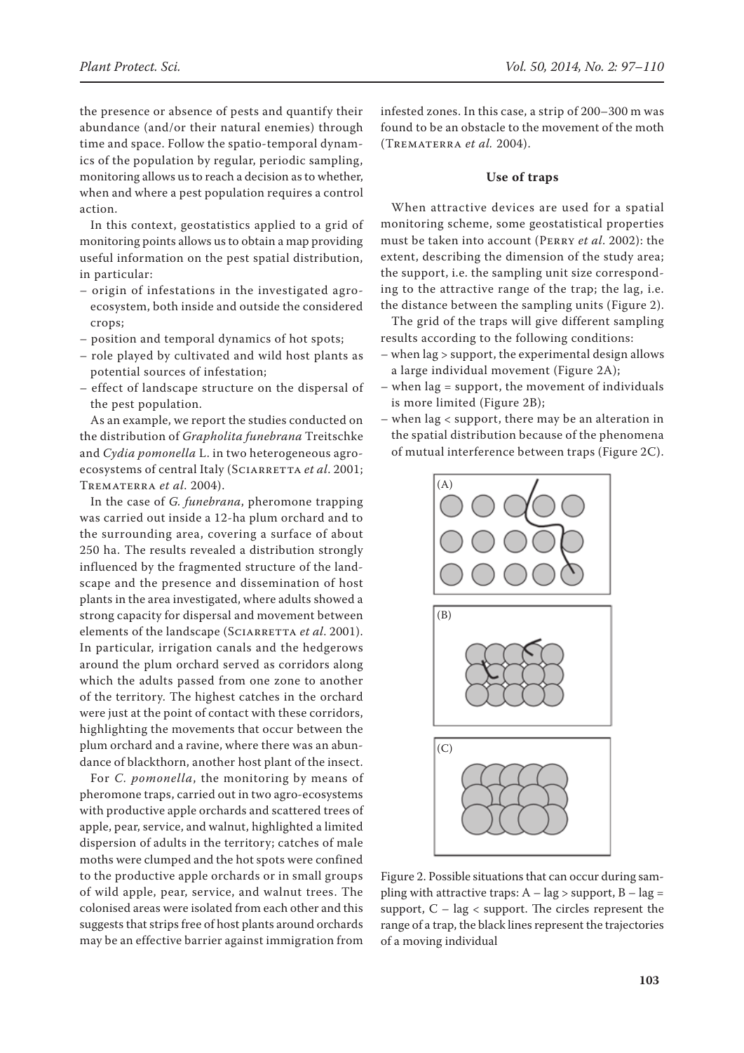the presence or absence of pests and quantify their abundance (and/or their natural enemies) through time and space. Follow the spatio-temporal dynamics of the population by regular, periodic sampling, monitoring allows us to reach a decision as to whether, when and where a pest population requires a control action.

In this context, geostatistics applied to a grid of monitoring points allows us to obtain a map providing useful information on the pest spatial distribution, in particular:

- origin of infestations in the investigated agro-ecosystem, both inside and outside the considered crops;
- position and temporal dynamics of hot spots;
- role played by cultivated and wild host plants as potential sources of infestation;
- effect of landscape structure on the dispersal of the pest population.

As an example, we report the studies conducted on the distribution of *Grapholita funebrana* Treitschke and *Cydia pomonella* L. in two heterogeneous agro-ecosystems of central Italy (Sciarretta *et al*. 2001; Trematerra *et al*. 2004).

In the case of *G. funebrana*, pheromone trapping was carried out inside a 12-ha plum orchard and to the surrounding area, covering a surface of about 250 ha. The results revealed a distribution strongly influenced by the fragmented structure of the landscape and the presence and dissemination of host plants in the area investigated, where adults showed a strong capacity for dispersal and movement between elements of the landscape (Sciarretta *et al*. 2001). In particular, irrigation canals and the hedgerows around the plum orchard served as corridors along which the adults passed from one zone to another of the territory. The highest catches in the orchard were just at the point of contact with these corridors, highlighting the movements that occur between the plum orchard and a ravine, where there was an abundance of blackthorn, another host plant of the insect.

For *C. pomonella*, the monitoring by means of pheromone traps, carried out in two agro-ecosystems with productive apple orchards and scattered trees of apple, pear, service, and walnut, highlighted a limited dispersion of adults in the territory; catches of male moths were clumped and the hot spots were confined to the productive apple orchards or in small groups of wild apple, pear, service, and walnut trees. The colonised areas were isolated from each other and this suggests that strips free of host plants around orchards may be an effective barrier against immigration from infested zones. In this case, a strip of 200–300 m was found to be an obstacle to the movement of the moth (Trematerra *et al.* 2004).

## Use of traps

When attractive devices are used for a spatial monitoring scheme, some geostatistical properties must be taken into account (Perry *et al*. 2002): the extent, describing the dimension of the study area; the support, i.e. the sampling unit size corresponding to the attractive range of the trap; the lag, i.e. the distance between the sampling units (Figure 2).

The grid of the traps will give different sampling results according to the following conditions:

- when lag > support, the experimental design allows a large individual movement (Figure 2A);
- when lag = support, the movement of individuals is more limited (Figure 2B);
- when lag < support, there may be an alteration in the spatial distribution because of the phenomena of mutual interference between traps (Figure 2C).

Figure 2. Possible situations that can occur during sampling with attractive traps: A – lag > support, B – lag = support, C – lag < support. The circles represent the range of a trap, the black lines represent the trajectories of a moving individual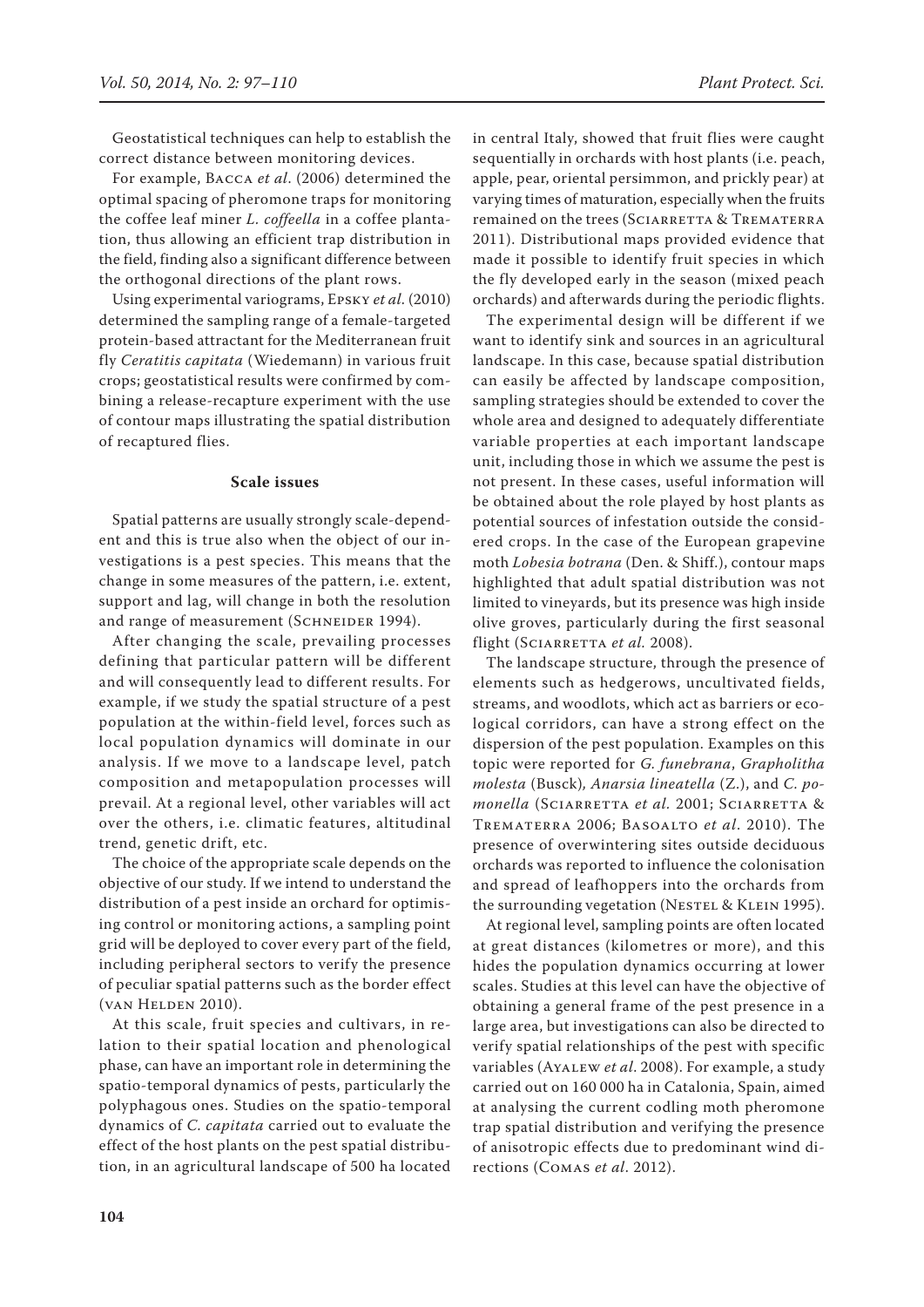Geostatistical techniques can help to establish the correct distance between monitoring devices.

For example, Bacca *et al*. (2006) determined the optimal spacing of pheromone traps for monitoring the coffee leaf miner *L. coffeella* in a coffee plantation, thus allowing an efficient trap distribution in the field, finding also a significant difference between the orthogonal directions of the plant rows.

Using experimental variograms, Epsky *et al*. (2010) determined the sampling range of a female-targeted protein-based attractant for the Mediterranean fruit fly *Ceratitis capitata* (Wiedemann) in various fruit crops; geostatistical results were confirmed by combining a release-recapture experiment with the use of contour maps illustrating the spatial distribution of recaptured flies.

### Scale issues

Spatial patterns are usually strongly scale-dependent and this is true also when the object of our investigations is a pest species. This means that the change in some measures of the pattern, i.e. extent, support and lag, will change in both the resolution and range of measurement (Schneider 1994).

After changing the scale, prevailing processes defining that particular pattern will be different and will consequently lead to different results. For example, if we study the spatial structure of a pest population at the within-field level, forces such as local population dynamics will dominate in our analysis. If we move to a landscape level, patch composition and metapopulation processes will prevail. At a regional level, other variables will act over the others, i.e. climatic features, altitudinal trend, genetic drift, etc.

The choice of the appropriate scale depends on the objective of our study. If we intend to understand the distribution of a pest inside an orchard for optimising control or monitoring actions, a sampling point grid will be deployed to cover every part of the field, including peripheral sectors to verify the presence of peculiar spatial patterns such as the border effect (van Helden 2010).

At this scale, fruit species and cultivars, in relation to their spatial location and phenological phase, can have an important role in determining the spatio-temporal dynamics of pests, particularly the polyphagous ones. Studies on the spatio-temporal dynamics of *C. capitata* carried out to evaluate the effect of the host plants on the pest spatial distribution, in an agricultural landscape of 500 ha located in central Italy, showed that fruit flies were caught sequentially in orchards with host plants (i.e. peach, apple, pear, oriental persimmon, and prickly pear) at varying times of maturation, especially when the fruits remained on the trees (Sciarretta & Trematerra 2011). Distributional maps provided evidence that made it possible to identify fruit species in which the fly developed early in the season (mixed peach orchards) and afterwards during the periodic flights.

The experimental design will be different if we want to identify sink and sources in an agricultural landscape. In this case, because spatial distribution can easily be affected by landscape composition, sampling strategies should be extended to cover the whole area and designed to adequately differentiate variable properties at each important landscape unit, including those in which we assume the pest is not present. In these cases, useful information will be obtained about the role played by host plants as potential sources of infestation outside the considered crops. In the case of the European grapevine moth *Lobesia botrana* (Den. & Shiff.), contour maps highlighted that adult spatial distribution was not limited to vineyards, but its presence was high inside olive groves, particularly during the first seasonal flight (Sciarretta *et al.* 2008).

The landscape structure, through the presence of elements such as hedgerows, uncultivated fields, streams, and woodlots, which act as barriers or ecological corridors, can have a strong effect on the dispersion of the pest population. Examples on this topic were reported for *G. funebrana*, *Grapholitha molesta* (Busck), *Anarsia lineatella* (Z.), and *C. pomonella* (Sciarretta *et al.* 2001; Sciarretta & Trematerra 2006; Basoalto *et al*. 2010). The presence of overwintering sites outside deciduous orchards was reported to influence the colonisation and spread of leafhoppers into the orchards from the surrounding vegetation (Nestel & Klein 1995).

At regional level, sampling points are often located at great distances (kilometres or more), and this hides the population dynamics occurring at lower scales. Studies at this level can have the objective of obtaining a general frame of the pest presence in a large area, but investigations can also be directed to verify spatial relationships of the pest with specific variables (Ayalew *et al*. 2008). For example, a study carried out on 160 000 ha in Catalonia, Spain, aimed at analysing the current codling moth pheromone trap spatial distribution and verifying the presence of anisotropic effects due to predominant wind directions (Comas *et al*. 2012).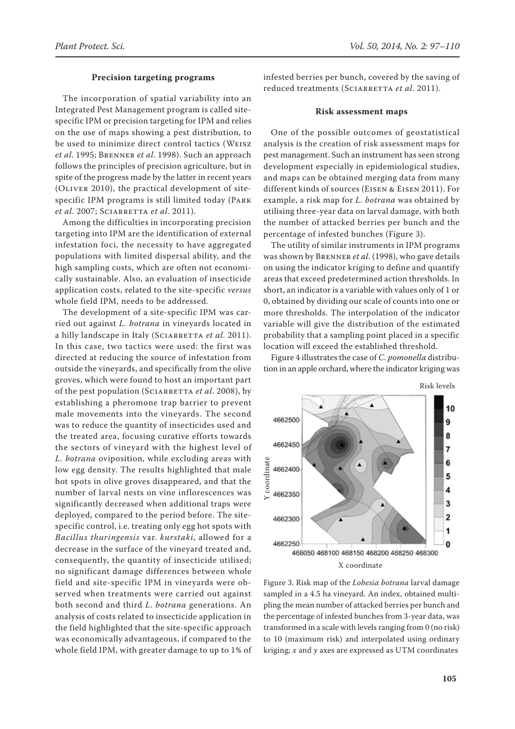## Precision targeting programs

The incorporation of spatial variability into an Integrated Pest Management program is called site-specific IPM or precision targeting for IPM and relies on the use of maps showing a pest distribution, to be used to minimize direct control tactics (Weisz *et al*. 1995; Brenner *et al*. 1998). Such an approach follows the principles of precision agriculture, but in spite of the progress made by the latter in recent years (Oliver 2010), the practical development of site-specific IPM programs is still limited today (Park *et al*. 2007; Sciarretta *et al*. 2011).

Among the difficulties in incorporating precision targeting into IPM are the identification of external infestation foci, the necessity to have aggregated populations with limited dispersal ability, and the high sampling costs, which are often not economically sustainable. Also, an evaluation of insecticide application costs, related to the site-specific *versus* whole field IPM, needs to be addressed.

The development of a site-specific IPM was carried out against *L. botrana* in vineyards located in a hilly landscape in Italy (Sciarretta *et al*. 2011). In this case, two tactics were used: the first was directed at reducing the source of infestation from outside the vineyards, and specifically from the olive groves, which were found to host an important part of the pest population (Sciarretta *et al*. 2008), by establishing a pheromone trap barrier to prevent male movements into the vineyards. The second was to reduce the quantity of insecticides used and the treated area, focusing curative efforts towards the sectors of vineyard with the highest level of *L. botrana* oviposition, while excluding areas with low egg density. The results highlighted that male hot spots in olive groves disappeared, and that the number of larval nests on vine inflorescences was significantly decreased when additional traps were deployed, compared to the period before. The site-specific control, i.e. treating only egg hot spots with *Bacillus thuringensis* var. *kurstaki*, allowed for a decrease in the surface of the vineyard treated and, consequently, the quantity of insecticide utilised; no significant damage differences between whole field and site-specific IPM in vineyards were observed when treatments were carried out against both second and third *L. botrana* generations. An analysis of costs related to insecticide application in the field highlighted that the site-specific approach was economically advantageous, if compared to the whole field IPM, with greater damage to up to 1% of infested berries per bunch, covered by the saving of reduced treatments (Sciarretta *et al*. 2011).

## Risk assessment maps

One of the possible outcomes of geostatistical analysis is the creation of risk assessment maps for pest management. Such an instrument has seen strong development especially in epidemiological studies, and maps can be obtained merging data from many different kinds of sources (Eisen & Eisen 2011). For example, a risk map for *L. botrana* was obtained by utilising three-year data on larval damage, with both the number of attacked berries per bunch and the percentage of infested bunches (Figure 3).

The utility of similar instruments in IPM programs was shown by Brenner *et al*. (1998), who gave details on using the indicator kriging to define and quantify areas that exceed predetermined action thresholds. In short, an indicator is a variable with values only of 1 or 0, obtained by dividing our scale of counts into one or more thresholds. The interpolation of the indicator variable will give the distribution of the estimated probability that a sampling point placed in a specific location will exceed the established threshold.

Figure 4 illustrates the case of *C. pomonella* distribution in an apple orchard, where the indicator kriging was

Risk levels
10
9
8
7
6
5
4
3
2
1
0

Y coordinate
4662500
4662450
4662400
4662350
4662300
4662250

468050 468100 468150 468200 468250 468300
X coordinate

Figure 3. Risk map of the *Lobesia botrana* larval damage sampled in a 4.5 ha vineyard. An index, obtained multipling the mean number of attacked berries per bunch and the percentage of infested bunches from 3-year data, was transformed in a scale with levels ranging from 0 (no risk) to 10 (maximum risk) and interpolated using ordinary kriging; *x* and *y* axes are expressed as UTM coordinates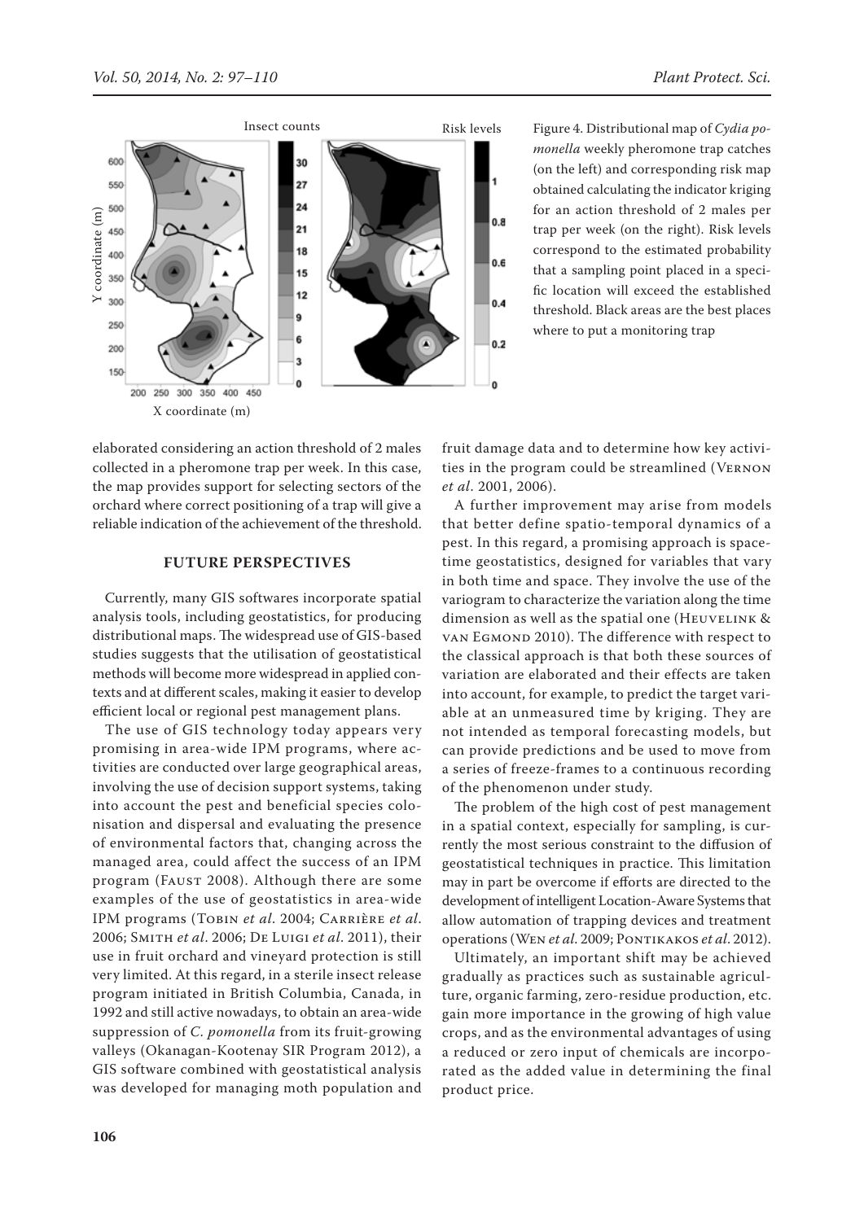Figure 4. Distributional map of *Cydia pomonella* weekly pheromone trap catches (on the left) and corresponding risk map obtained calculating the indicator kriging for an action threshold of 2 males per trap per week (on the right). Risk levels correspond to the estimated probability that a sampling point placed in a specific location will exceed the established threshold. Black areas are the best places where to put a monitoring trap

elaborated considering an action threshold of 2 males collected in a pheromone trap per week. In this case, the map provides support for selecting sectors of the orchard where correct positioning of a trap will give a reliable indication of the achievement of the threshold.

## FUTURE PERSPECTIVES

Currently, many GIS softwares incorporate spatial analysis tools, including geostatistics, for producing distributional maps. The widespread use of GIS-based studies suggests that the utilisation of geostatistical methods will become more widespread in applied contexts and at different scales, making it easier to develop efficient local or regional pest management plans.

The use of GIS technology today appears very promising in area-wide IPM programs, where activities are conducted over large geographical areas, involving the use of decision support systems, taking into account the pest and beneficial species colonisation and dispersal and evaluating the presence of environmental factors that, changing across the managed area, could affect the success of an IPM program (Faust 2008). Although there are some examples of the use of geostatistics in area-wide IPM programs (Tobin *et al.* 2004; Carrière *et al.* 2006; Smith *et al.* 2006; De Luigi *et al.* 2011), their use in fruit orchard and vineyard protection is still very limited. At this regard, in a sterile insect release program initiated in British Columbia, Canada, in 1992 and still active nowadays, to obtain an area-wide suppression of *C. pomonella* from its fruit-growing valleys (Okanagan-Kootenay SIR Program 2012), a GIS software combined with geostatistical analysis was developed for managing moth population and fruit damage data and to determine how key activities in the program could be streamlined (Vernon *et al.* 2001, 2006).

A further improvement may arise from models that better define spatio-temporal dynamics of a pest. In this regard, a promising approach is space-time geostatistics, designed for variables that vary in both time and space. They involve the use of the variogram to characterize the variation along the time dimension as well as the spatial one (Heuvelink & van Egmond 2010). The difference with respect to the classical approach is that both these sources of variation are elaborated and their effects are taken into account, for example, to predict the target variable at an unmeasured time by kriging. They are not intended as temporal forecasting models, but can provide predictions and be used to move from a series of freeze-frames to a continuous recording of the phenomenon under study.

The problem of the high cost of pest management in a spatial context, especially for sampling, is currently the most serious constraint to the diffusion of geostatistical techniques in practice. This limitation may in part be overcome if efforts are directed to the development of intelligent Location-Aware Systems that allow automation of trapping devices and treatment operations (Wen *et al.* 2009; Pontikakos *et al.* 2012).

Ultimately, an important shift may be achieved gradually as practices such as sustainable agriculture, organic farming, zero-residue production, etc. gain more importance in the growing of high value crops, and as the environmental advantages of using a reduced or zero input of chemicals are incorporated as the added value in determining the final product price.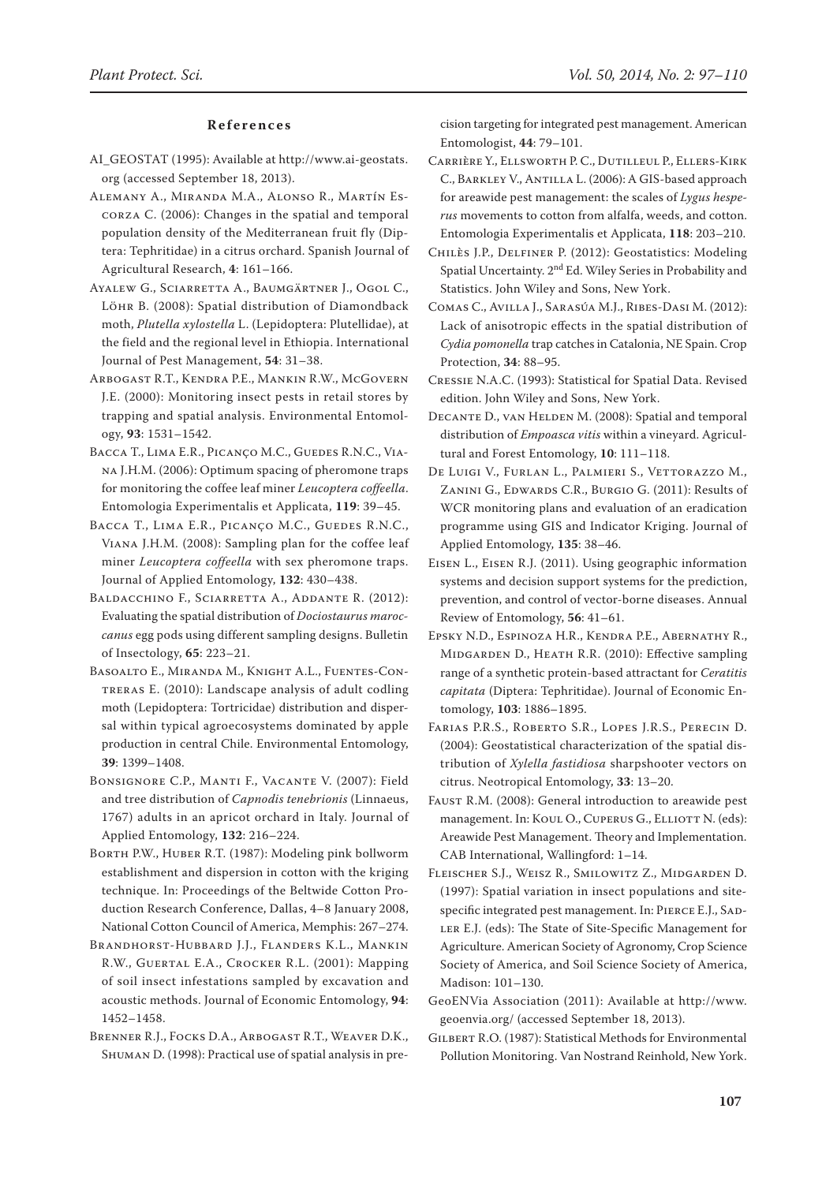## References

AI_GEOSTAT (1995): Available at http://www.ai-geostats.org (accessed September 18, 2013).

Alemany A., Miranda M.A., Alonso R., Martín Escorza C. (2006): Changes in the spatial and temporal population density of the Mediterranean fruit fly (Diptera: Tephritidae) in a citrus orchard. Spanish Journal of Agricultural Research, **4**: 161–166.

Ayalew G., Sciarretta A., Baumgärtner J., Ogol C., Löhr B. (2008): Spatial distribution of Diamondback moth, *Plutella xylostella* L. (Lepidoptera: Plutellidae), at the field and the regional level in Ethiopia. International Journal of Pest Management, **54**: 31–38.

Arbogast R.T., Kendra P.E., Mankin R.W., McGovern J.E. (2000): Monitoring insect pests in retail stores by trapping and spatial analysis. Environmental Entomology, **93**: 1531–1542.

Bacca T., Lima E.R., Picanço M.C., Guedes R.N.C., Viana J.H.M. (2006): Optimum spacing of pheromone traps for monitoring the coffee leaf miner *Leucoptera coffeella*. Entomologia Experimentalis et Applicata, **119**: 39–45.

Bacca T., Lima E.R., Picanço M.C., Guedes R.N.C., Viana J.H.M. (2008): Sampling plan for the coffee leaf miner *Leucoptera coffeella* with sex pheromone traps. Journal of Applied Entomology, **132**: 430–438.

Baldacchino F., Sciarretta A., Addante R. (2012): Evaluating the spatial distribution of *Dociostaurus maroccanus* egg pods using different sampling designs. Bulletin of Insectology, **65**: 223–21.

Basoalto E., Miranda M., Knight A.L., Fuentes-Contreras E. (2010): Landscape analysis of adult codling moth (Lepidoptera: Tortricidae) distribution and dispersal within typical agroecosystems dominated by apple production in central Chile. Environmental Entomology, **39**: 1399–1408.

Bonsignore C.P., Manti F., Vacante V. (2007): Field and tree distribution of *Capnodis tenebrionis* (Linnaeus, 1767) adults in an apricot orchard in Italy. Journal of Applied Entomology, **132**: 216–224.

Borth P.W., Huber R.T. (1987): Modeling pink bollworm establishment and dispersion in cotton with the kriging technique. In: Proceedings of the Beltwide Cotton Production Research Conference, Dallas, 4–8 January 2008, National Cotton Council of America, Memphis: 267–274.

Brandhorst-Hubbard J.J., Flanders K.L., Mankin R.W., Guertal E.A., Crocker R.L. (2001): Mapping of soil insect infestations sampled by excavation and acoustic methods. Journal of Economic Entomology, **94**: 1452–1458.

Brenner R.J., Focks D.A., Arbogast R.T., Weaver D.K., Shuman D. (1998): Practical use of spatial analysis in precision targeting for integrated pest management. American Entomologist, **44**: 79–101.

Carrière Y., Ellsworth P. C., Dutilleul P., Ellers-Kirk C., Barkley V., Antilla L. (2006): A GIS-based approach for areawide pest management: the scales of *Lygus hesperus* movements to cotton from alfalfa, weeds, and cotton. Entomologia Experimentalis et Applicata, **118**: 203–210.

Chilès J.P., Delfiner P. (2012): Geostatistics: Modeling Spatial Uncertainty. 2nd Ed. Wiley Series in Probability and Statistics. John Wiley and Sons, New York.

Comas C., Avilla J., Sarasúa M.J., Ribes-Dasi M. (2012): Lack of anisotropic effects in the spatial distribution of *Cydia pomonella* trap catches in Catalonia, NE Spain. Crop Protection, **34**: 88–95.

Cressie N.A.C. (1993): Statistical for Spatial Data. Revised edition. John Wiley and Sons, New York.

Decante D., van Helden M. (2008): Spatial and temporal distribution of *Empoasca vitis* within a vineyard. Agricultural and Forest Entomology, **10**: 111–118.

De Luigi V., Furlan L., Palmieri S., Vettorazzo M., Zanini G., Edwards C.R., Burgio G. (2011): Results of WCR monitoring plans and evaluation of an eradication programme using GIS and Indicator Kriging. Journal of Applied Entomology, **135**: 38–46.

Eisen L., Eisen R.J. (2011). Using geographic information systems and decision support systems for the prediction, prevention, and control of vector-borne diseases. Annual Review of Entomology, **56**: 41–61.

Epsky N.D., Espinoza H.R., Kendra P.E., Abernathy R., Midgarden D., Heath R.R. (2010): Effective sampling range of a synthetic protein-based attractant for *Ceratitis capitata* (Diptera: Tephritidae). Journal of Economic Entomology, **103**: 1886–1895.

Farias P.R.S., Roberto S.R., Lopes J.R.S., Perecin D. (2004): Geostatistical characterization of the spatial distribution of *Xylella fastidiosa* sharpshooter vectors on citrus. Neotropical Entomology, **33**: 13–20.

Faust R.M. (2008): General introduction to areawide pest management. In: Koul O., Cuperus G., Elliott N. (eds): Areawide Pest Management. Theory and Implementation. CAB International, Wallingford: 1–14.

Fleischer S.J., Weisz R., Smilowitz Z., Midgarden D. (1997): Spatial variation in insect populations and site-specific integrated pest management. In: Pierce E.J., Sadler E.J. (eds): The State of Site-Specific Management for Agriculture. American Society of Agronomy, Crop Science Society of America, and Soil Science Society of America, Madison: 101–130.

GeoENVia Association (2011): Available at http://www.geoenvia.org/ (accessed September 18, 2013).

Gilbert R.O. (1987): Statistical Methods for Environmental Pollution Monitoring. Van Nostrand Reinhold, New York.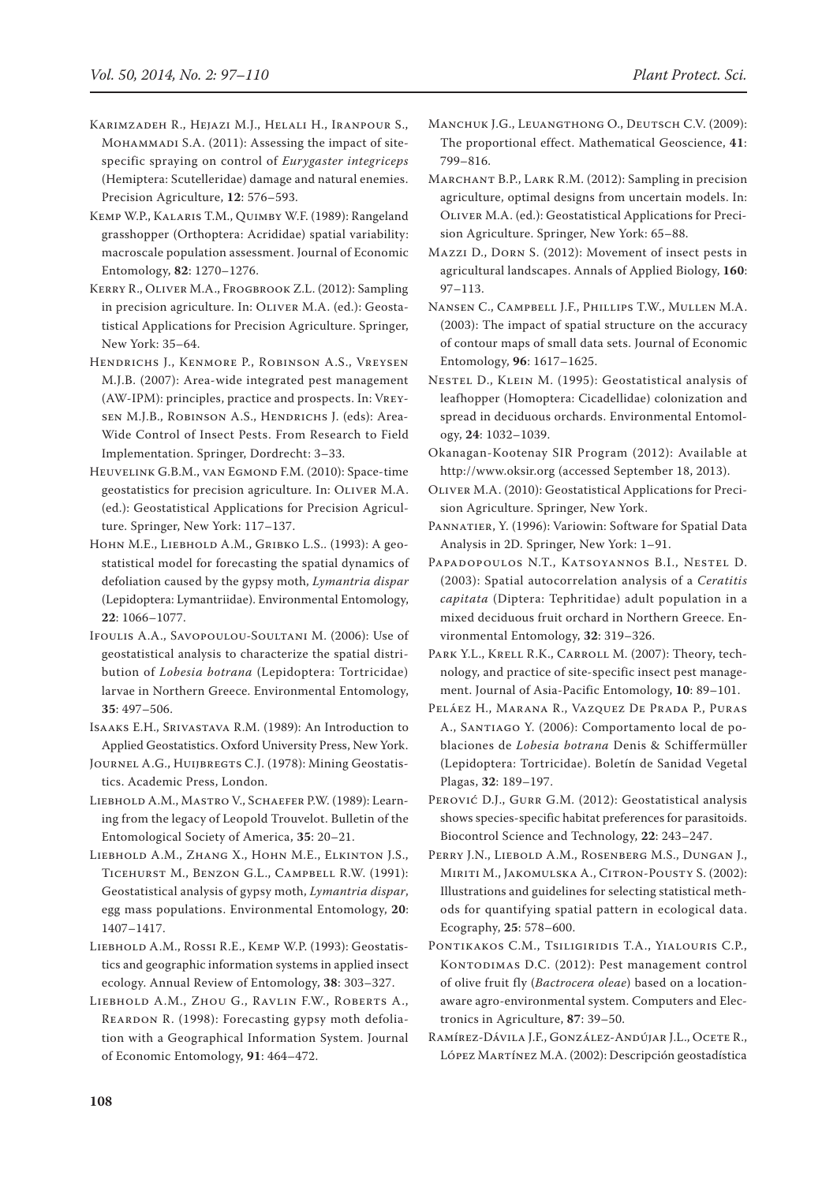Karimzadeh R., Hejazi M.J., Helali H., Iranpour S., Mohammadi S.A. (2011): Assessing the impact of site-specific spraying on control of *Eurygaster integriceps* (Hemiptera: Scutelleridae) damage and natural enemies. Precision Agriculture, **12**: 576–593.

Kemp W.P., Kalaris T.M., Quimby W.F. (1989): Rangeland grasshopper (Orthoptera: Acrididae) spatial variability: macroscale population assessment. Journal of Economic Entomology, **82**: 1270–1276.

Kerry R., Oliver M.A., Frogbrook Z.L. (2012): Sampling in precision agriculture. In: Oliver M.A. (ed.): Geostatistical Applications for Precision Agriculture. Springer, New York: 35–64.

Hendrichs J., Kenmore P., Robinson A.S., Vreysen M.J.B. (2007): Area-wide integrated pest management (AW-IPM): principles, practice and prospects. In: Vreysen M.J.B., Robinson A.S., Hendrichs J. (eds): Area-Wide Control of Insect Pests. From Research to Field Implementation. Springer, Dordrecht: 3–33.

Heuvelink G.B.M., van Egmond F.M. (2010): Space-time geostatistics for precision agriculture. In: Oliver M.A. (ed.): Geostatistical Applications for Precision Agriculture. Springer, New York: 117–137.

Hohn M.E., Liebhold A.M., Gribko L.S.. (1993): A geostatistical model for forecasting the spatial dynamics of defoliation caused by the gypsy moth, *Lymantria dispar* (Lepidoptera: Lymantriidae). Environmental Entomology, **22**: 1066–1077.

Ifoulis A.A., Savopoulou-Soultani M. (2006): Use of geostatistical analysis to characterize the spatial distribution of *Lobesia botrana* (Lepidoptera: Tortricidae) larvae in Northern Greece. Environmental Entomology, **35**: 497–506.

Isaaks E.H., Srivastava R.M. (1989): An Introduction to Applied Geostatistics. Oxford University Press, New York.

Journel A.G., Huijbregts C.J. (1978): Mining Geostatistics. Academic Press, London.

Liebhold A.M., Mastro V., Schaefer P.W. (1989): Learning from the legacy of Leopold Trouvelot. Bulletin of the Entomological Society of America, **35**: 20–21.

Liebhold A.M., Zhang X., Hohn M.E., Elkinton J.S., Ticehurst M., Benzon G.L., Campbell R.W. (1991): Geostatistical analysis of gypsy moth, *Lymantria dispar*, egg mass populations. Environmental Entomology, **20**: 1407–1417.

Liebhold A.M., Rossi R.E., Kemp W.P. (1993): Geostatistics and geographic information systems in applied insect ecology. Annual Review of Entomology, **38**: 303–327.

Liebhold A.M., Zhou G., Ravlin F.W., Roberts A., Reardon R. (1998): Forecasting gypsy moth defoliation with a Geographical Information System. Journal of Economic Entomology, **91**: 464–472.

Manchuk J.G., Leuangthong O., Deutsch C.V. (2009): The proportional effect. Mathematical Geoscience, **41**: 799–816.

Marchant B.P., Lark R.M. (2012): Sampling in precision agriculture, optimal designs from uncertain models. In: Oliver M.A. (ed.): Geostatistical Applications for Precision Agriculture. Springer, New York: 65–88.

Mazzi D., Dorn S. (2012): Movement of insect pests in agricultural landscapes. Annals of Applied Biology, **160**: 97–113.

Nansen C., Campbell J.F., Phillips T.W., Mullen M.A. (2003): The impact of spatial structure on the accuracy of contour maps of small data sets. Journal of Economic Entomology, **96**: 1617–1625.

Nestel D., Klein M. (1995): Geostatistical analysis of leafhopper (Homoptera: Cicadellidae) colonization and spread in deciduous orchards. Environmental Entomology, **24**: 1032–1039.

Okanagan-Kootenay SIR Program (2012): Available at http://www.oksir.org (accessed September 18, 2013).

Oliver M.A. (2010): Geostatistical Applications for Precision Agriculture. Springer, New York.

Pannatier, Y. (1996): Variowin: Software for Spatial Data Analysis in 2D. Springer, New York: 1–91.

Papadopoulos N.T., Katsoyannos B.I., Nestel D. (2003): Spatial autocorrelation analysis of a *Ceratitis capitata* (Diptera: Tephritidae) adult population in a mixed deciduous fruit orchard in Northern Greece. Environmental Entomology, **32**: 319–326.

Park Y.L., Krell R.K., Carroll M. (2007): Theory, technology, and practice of site-specific insect pest management. Journal of Asia-Pacific Entomology, **10**: 89–101.

Peláez H., Marana R., Vazquez De Prada P., Puras A., Santiago Y. (2006): Comportamento local de poblaciones de *Lobesia botrana* Denis & Schiffermüller (Lepidoptera: Tortricidae). Boletín de Sanidad Vegetal Plagas, **32**: 189–197.

Perović D.J., Gurr G.M. (2012): Geostatistical analysis shows species-specific habitat preferences for parasitoids. Biocontrol Science and Technology, **22**: 243–247.

Perry J.N., Liebold A.M., Rosenberg M.S., Dungan J., Miriti M., Jakomulska A., Citron-Pousty S. (2002): Illustrations and guidelines for selecting statistical methods for quantifying spatial pattern in ecological data. Ecography, **25**: 578–600.

Pontikakos C.M., Tsiligiridis T.A., Yialouris C.P., Kontodimas D.C. (2012): Pest management control of olive fruit fly (*Bactrocera oleae*) based on a location-aware agro-environmental system. Computers and Electronics in Agriculture, **87**: 39–50.

Ramírez-Dávila J.F., González-Andújar J.L., Ocete R., López Martínez M.A. (2002): Descripción geostadística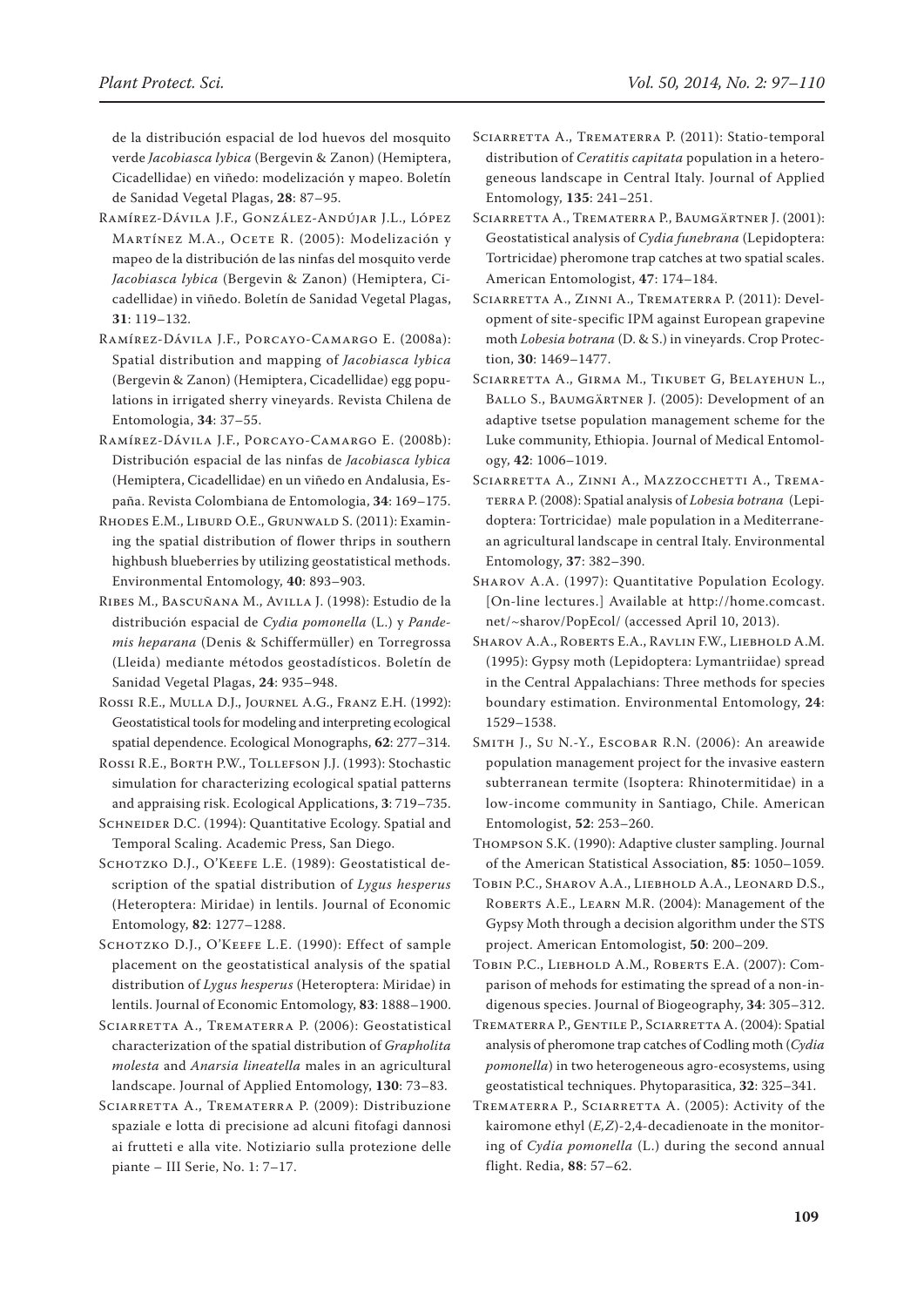de la distribución espacial de lod huevos del mosquito verde *Jacobiasca lybica* (Bergevin & Zanon) (Hemiptera, Cicadellidae) en viñedo: modelización y mapeo. Boletín de Sanidad Vegetal Plagas, **28**: 87–95.

Ramírez-Dávila J.F., González-Andújar J.L., López Martínez M.A., Ocete R. (2005): Modelización y mapeo de la distribución de las ninfas del mosquito verde *Jacobiasca lybica* (Bergevin & Zanon) (Hemiptera, Cicadellidae) in viñedo. Boletín de Sanidad Vegetal Plagas, **31**: 119–132.

Ramírez-Dávila J.F., Porcayo-Camargo E. (2008a): Spatial distribution and mapping of *Jacobiasca lybica* (Bergevin & Zanon) (Hemiptera, Cicadellidae) egg populations in irrigated sherry vineyards. Revista Chilena de Entomologia, **34**: 37–55.

Ramírez-Dávila J.F., Porcayo-Camargo E. (2008b): Distribución espacial de las ninfas de *Jacobiasca lybica* (Hemiptera, Cicadellidae) en un viñedo en Andalusia, España. Revista Colombiana de Entomologia, **34**: 169–175.

Rhodes E.M., Liburd O.E., Grunwald S. (2011): Examining the spatial distribution of flower thrips in southern highbush blueberries by utilizing geostatistical methods. Environmental Entomology, **40**: 893–903.

Ribes M., Bascuñana M., Avilla J. (1998): Estudio de la distribución espacial de *Cydia pomonella* (L.) y *Pandemis heparana* (Denis & Schiffermüller) en Torregrossa (Lleida) mediante métodos geostadísticos. Boletín de Sanidad Vegetal Plagas, **24**: 935–948.

Rossi R.E., Mulla D.J., Journel A.G., Franz E.H. (1992): Geostatistical tools for modeling and interpreting ecological spatial dependence. Ecological Monographs, **62**: 277–314.

Rossi R.E., Borth P.W., Tollefson J.J. (1993): Stochastic simulation for characterizing ecological spatial patterns and appraising risk. Ecological Applications, **3**: 719–735.

Schneider D.C. (1994): Quantitative Ecology. Spatial and Temporal Scaling. Academic Press, San Diego.

Schotzko D.J., O'Keefe L.E. (1989): Geostatistical description of the spatial distribution of *Lygus hesperus* (Heteroptera: Miridae) in lentils. Journal of Economic Entomology, **82**: 1277–1288.

Schotzko D.J., O'Keefe L.E. (1990): Effect of sample placement on the geostatistical analysis of the spatial distribution of *Lygus hesperus* (Heteroptera: Miridae) in lentils. Journal of Economic Entomology, **83**: 1888–1900.

Sciarretta A., Trematerra P. (2006): Geostatistical characterization of the spatial distribution of *Grapholita molesta* and *Anarsia lineatella* males in an agricultural landscape. Journal of Applied Entomology, **130**: 73–83.

Sciarretta A., Trematerra P. (2009): Distribuzione spaziale e lotta di precisione ad alcuni fitofagi dannosi ai frutteti e alla vite. Notiziario sulla protezione delle piante – III Serie, No. 1: 7–17.

Sciarretta A., Trematerra P. (2011): Statio-temporal distribution of *Ceratitis capitata* population in a heterogeneous landscape in Central Italy. Journal of Applied Entomology, **135**: 241–251.

Sciarretta A., Trematerra P., Baumgärtner J. (2001): Geostatistical analysis of *Cydia funebrana* (Lepidoptera: Tortricidae) pheromone trap catches at two spatial scales. American Entomologist, **47**: 174–184.

Sciarretta A., Zinni A., Trematerra P. (2011): Development of site-specific IPM against European grapevine moth *Lobesia botrana* (D. & S.) in vineyards. Crop Protection, **30**: 1469–1477.

Sciarretta A., Girma M., Tikubet G, Belayehun L., Ballo S., Baumgärtner J. (2005): Development of an adaptive tsetse population management scheme for the Luke community, Ethiopia. Journal of Medical Entomology, **42**: 1006–1019.

Sciarretta A., Zinni A., Mazzocchetti A., Trematerra P. (2008): Spatial analysis of *Lobesia botrana* (Lepidoptera: Tortricidae) male population in a Mediterranean agricultural landscape in central Italy. Environmental Entomology, **37**: 382–390.

Sharov A.A. (1997): Quantitative Population Ecology. [On-line lectures.] Available at http://home.comcast.net/~sharov/PopEcol/ (accessed April 10, 2013).

Sharov A.A., Roberts E.A., Ravlin F.W., Liebhold A.M. (1995): Gypsy moth (Lepidoptera: Lymantriidae) spread in the Central Appalachians: Three methods for species boundary estimation. Environmental Entomology, **24**: 1529–1538.

Smith J., Su N.-Y., Escobar R.N. (2006): An areawide population management project for the invasive eastern subterranean termite (Isoptera: Rhinotermitidae) in a low-income community in Santiago, Chile. American Entomologist, **52**: 253–260.

Thompson S.K. (1990): Adaptive cluster sampling. Journal of the American Statistical Association, **85**: 1050–1059.

Tobin P.C., Sharov A.A., Liebhold A.A., Leonard D.S., Roberts A.E., Learn M.R. (2004): Management of the Gypsy Moth through a decision algorithm under the STS project. American Entomologist, **50**: 200–209.

Tobin P.C., Liebhold A.M., Roberts E.A. (2007): Comparison of mehods for estimating the spread of a non-indigenous species. Journal of Biogeography, **34**: 305–312.

Trematerra P., Gentile P., Sciarretta A. (2004): Spatial analysis of pheromone trap catches of Codling moth (*Cydia pomonella*) in two heterogeneous agro-ecosystems, using geostatistical techniques. Phytoparasitica, **32**: 325–341.

Trematerra P., Sciarretta A. (2005): Activity of the kairomone ethyl (*E,Z*)-2,4-decadienoate in the monitoring of *Cydia pomonella* (L.) during the second annual flight. Redia, **88**: 57–62.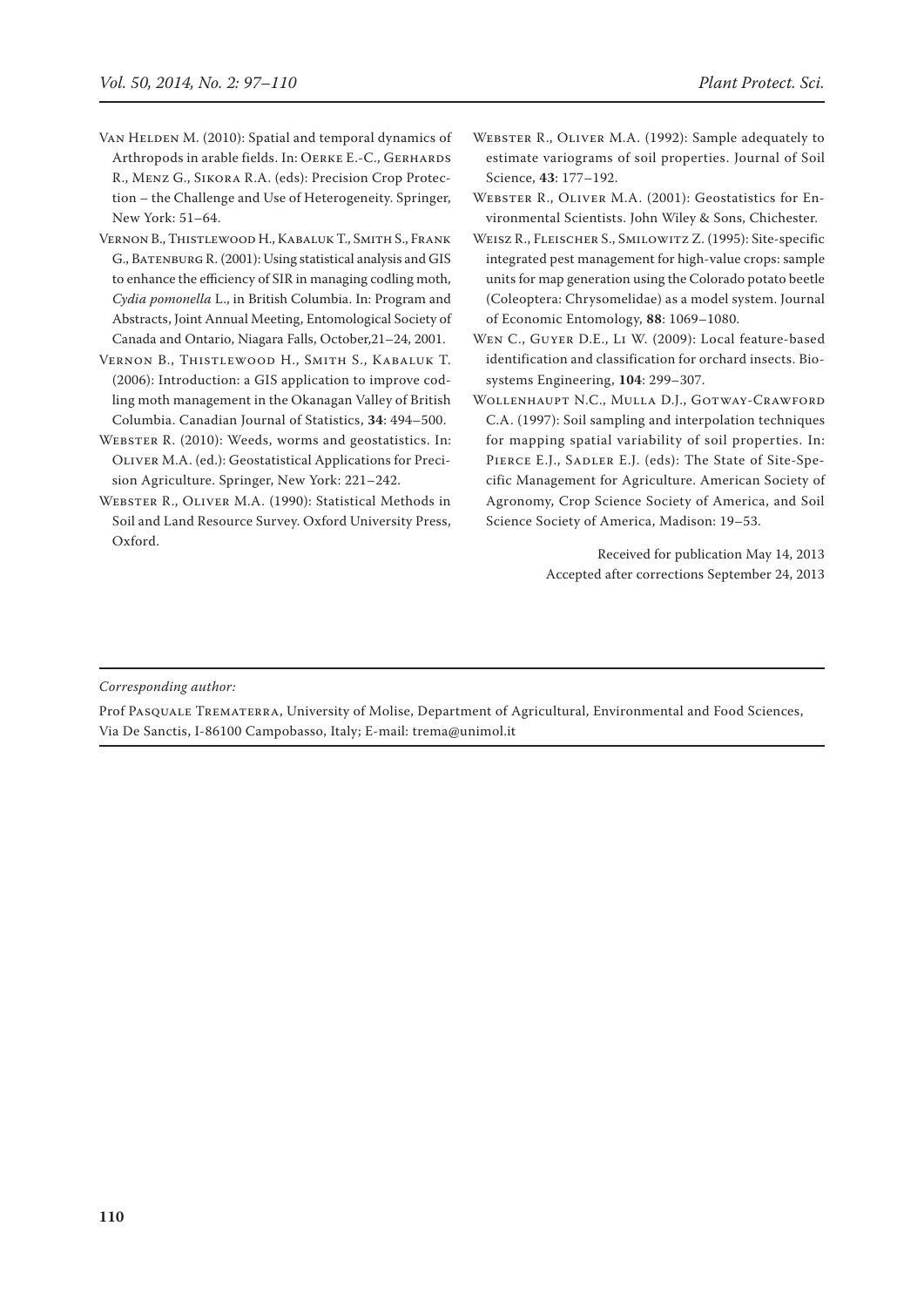Van Helden M. (2010): Spatial and temporal dynamics of Arthropods in arable fields. In: Oerke E.-C., Gerhards R., Menz G., Sikora R.A. (eds): Precision Crop Protection – the Challenge and Use of Heterogeneity. Springer, New York: 51–64.

Vernon B., Thistlewood H., Kabaluk T., Smith S., Frank G., Batenburg R. (2001): Using statistical analysis and GIS to enhance the efficiency of SIR in managing codling moth, *Cydia pomonella* L., in British Columbia. In: Program and Abstracts, Joint Annual Meeting, Entomological Society of Canada and Ontario, Niagara Falls, October,21–24, 2001.

Vernon B., Thistlewood H., Smith S., Kabaluk T. (2006): Introduction: a GIS application to improve codling moth management in the Okanagan Valley of British Columbia. Canadian Journal of Statistics, **34**: 494–500.

Webster R. (2010): Weeds, worms and geostatistics. In: Oliver M.A. (ed.): Geostatistical Applications for Precision Agriculture. Springer, New York: 221–242.

Webster R., Oliver M.A. (1990): Statistical Methods in Soil and Land Resource Survey. Oxford University Press, Oxford.

Webster R., Oliver M.A. (1992): Sample adequately to estimate variograms of soil properties. Journal of Soil Science, **43**: 177–192.

Webster R., Oliver M.A. (2001): Geostatistics for Environmental Scientists. John Wiley & Sons, Chichester.

Weisz R., Fleischer S., Smilowitz Z. (1995): Site-specific integrated pest management for high-value crops: sample units for map generation using the Colorado potato beetle (Coleoptera: Chrysomelidae) as a model system. Journal of Economic Entomology, **88**: 1069–1080.

Wen C., Guyer D.E., Li W. (2009): Local feature-based identification and classification for orchard insects. Biosystems Engineering, **104**: 299–307.

Wollenhaupt N.C., Mulla D.J., Gotway-Crawford C.A. (1997): Soil sampling and interpolation techniques for mapping spatial variability of soil properties. In: Pierce E.J., Sadler E.J. (eds): The State of Site-Specific Management for Agriculture. American Society of Agronomy, Crop Science Society of America, and Soil Science Society of America, Madison: 19–53.

Received for publication May 14, 2013
Accepted after corrections September 24, 2013

*Corresponding author:*

Prof Pasquale Trematerra, University of Molise, Department of Agricultural, Environmental and Food Sciences, Via De Sanctis, I-86100 Campobasso, Italy; E-mail: trema@unimol.it